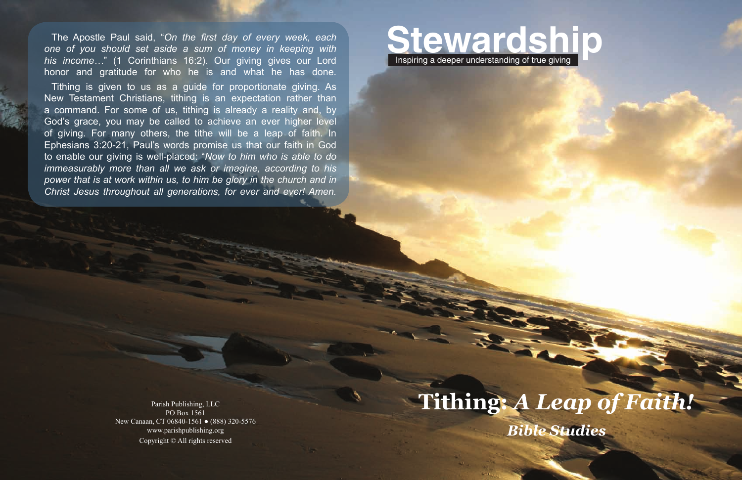# Stewardship

Inspiring a deeper understanding of true giving

## Tithing: *A Leap of Faith!*

### *Bible Studies*

The Apostle Paul said, "*On the first day of every week, each one of you should set aside a sum of money in keeping with his income…*" (1 Corinthians 16:2). Our giving gives our Lord honor and gratitude for who he is and what he has done.

Tithing is given to us as a guide for proportionate giving. As New Testament Christians, tithing is an expectation rather than a command. For some of us, tithing is already a reality and, by God's grace, you may be called to achieve an ever higher level of giving. For many others, the tithe will be a leap of faith. In Ephesians 3:20-21, Paul's words promise us that our faith in God to enable our giving is well-placed: "*Now to him who is able to do immeasurably more than all we ask or imagine, according to his power that is at work within us, to him be glory in the church and in Christ Jesus throughout all generations, for ever and ever! Amen.*

Parish Publishing, LLC
PO Box 1561
New Canaan, CT 06840-1561 ● (888) 320-5576
www.parishpublishing.org
Copyright © All rights reserved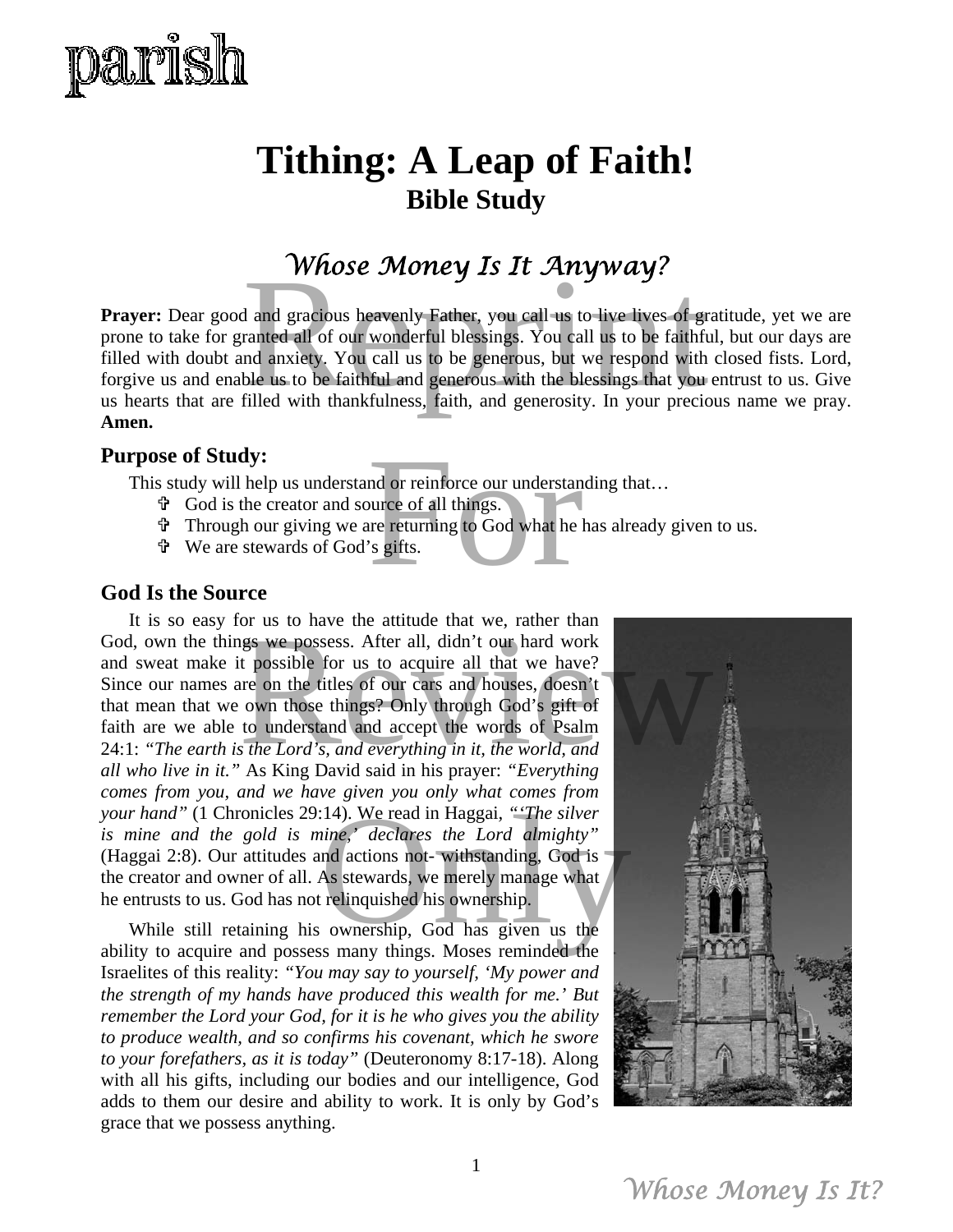# Tithing: A Leap of Faith!

## Bible Study

## *Whose Money Is It Anyway?*

**Prayer:** Dear good and gracious heavenly Father, you call us to live lives of gratitude, yet we are prone to take for granted all of our wonderful blessings. You call us to be faithful, but our days are filled with doubt and anxiety. You call us to be generous, but we respond with closed fists. Lord, forgive us and enable us to be faithful and generous with the blessings that you entrust to us. Give us hearts that are filled with thankfulness, faith, and generosity. In your precious name we pray. **Amen.**

### Purpose of Study:

This study will help us understand or reinforce our understanding that…

- God is the creator and source of all things.
- Through our giving we are returning to God what he has already given to us.
- We are stewards of God's gifts.

### God Is the Source

It is so easy for us to have the attitude that we, rather than God, own the things we possess. After all, didn't our hard work and sweat make it possible for us to acquire all that we have? Since our names are on the titles of our cars and houses, doesn't that mean that we own those things? Only through God's gift of faith are we able to understand and accept the words of Psalm 24:1: *"The earth is the Lord's, and everything in it, the world, and all who live in it."* As King David said in his prayer: *"Everything comes from you, and we have given you only what comes from your hand"* (1 Chronicles 29:14). We read in Haggai, *"'The silver is mine and the gold is mine,' declares the Lord almighty"* (Haggai 2:8). Our attitudes and actions not- withstanding, God is the creator and owner of all. As stewards, we merely manage what he entrusts to us. God has not relinquished his ownership.

While still retaining his ownership, God has given us the ability to acquire and possess many things. Moses reminded the Israelites of this reality: *"You may say to yourself, 'My power and the strength of my hands have produced this wealth for me.' But remember the Lord your God, for it is he who gives you the ability to produce wealth, and so confirms his covenant, which he swore to your forefathers, as it is today"* (Deuteronomy 8:17-18). Along with all his gifts, including our bodies and our intelligence, God adds to them our desire and ability to work. It is only by God's grace that we possess anything.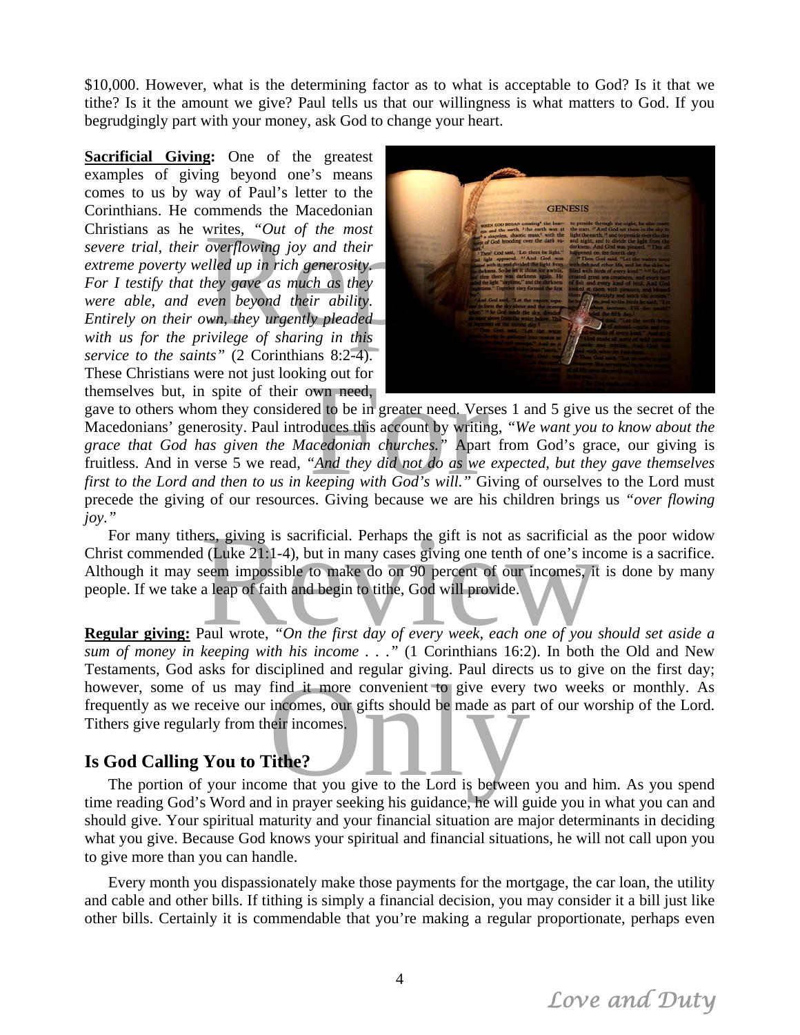$10,000. However, what is the determining factor as to what is acceptable to God? Is it that we tithe? Is it the amount we give? Paul tells us that our willingness is what matters to God. If you begrudgingly part with your money, ask God to change your heart.

**Sacrificial Giving:** One of the greatest examples of giving beyond one's means comes to us by way of Paul's letter to the Corinthians. He commends the Macedonian Christians as he writes, *"Out of the most severe trial, their overflowing joy and their extreme poverty welled up in rich generosity. For I testify that they gave as much as they were able, and even beyond their ability. Entirely on their own, they urgently pleaded with us for the privilege of sharing in this service to the saints"* (2 Corinthians 8:2-4). These Christians were not just looking out for themselves but, in spite of their own need, gave to others whom they considered to be in greater need. Verses 1 and 5 give us the secret of the Macedonians' generosity. Paul introduces this account by writing, *"We want you to know about the grace that God has given the Macedonian churches."* Apart from God's grace, our giving is fruitless. And in verse 5 we read, *"And they did not do as we expected, but they gave themselves first to the Lord and then to us in keeping with God's will."* Giving of ourselves to the Lord must precede the giving of our resources. Giving because we are his children brings us *"over flowing joy."*

For many tithers, giving is sacrificial. Perhaps the gift is not as sacrificial as the poor widow Christ commended (Luke 21:1-4), but in many cases giving one tenth of one's income is a sacrifice. Although it may seem impossible to make do on 90 percent of our incomes, it is done by many people. If we take a leap of faith and begin to tithe, God will provide.

**Regular giving:** Paul wrote, *"On the first day of every week, each one of you should set aside a sum of money in keeping with his income . . ."* (1 Corinthians 16:2). In both the Old and New Testaments, God asks for disciplined and regular giving. Paul directs us to give on the first day; however, some of us may find it more convenient to give every two weeks or monthly. As frequently as we receive our incomes, our gifts should be made as part of our worship of the Lord. Tithers give regularly from their incomes.

## Is God Calling You to Tithe?

The portion of your income that you give to the Lord is between you and him. As you spend time reading God's Word and in prayer seeking his guidance, he will guide you in what you can and should give. Your spiritual maturity and your financial situation are major determinants in deciding what you give. Because God knows your spiritual and financial situations, he will not call upon you to give more than you can handle.

Every month you dispassionately make those payments for the mortgage, the car loan, the utility and cable and other bills. If tithing is simply a financial decision, you may consider it a bill just like other bills. Certainly it is commendable that you're making a regular proportionate, perhaps even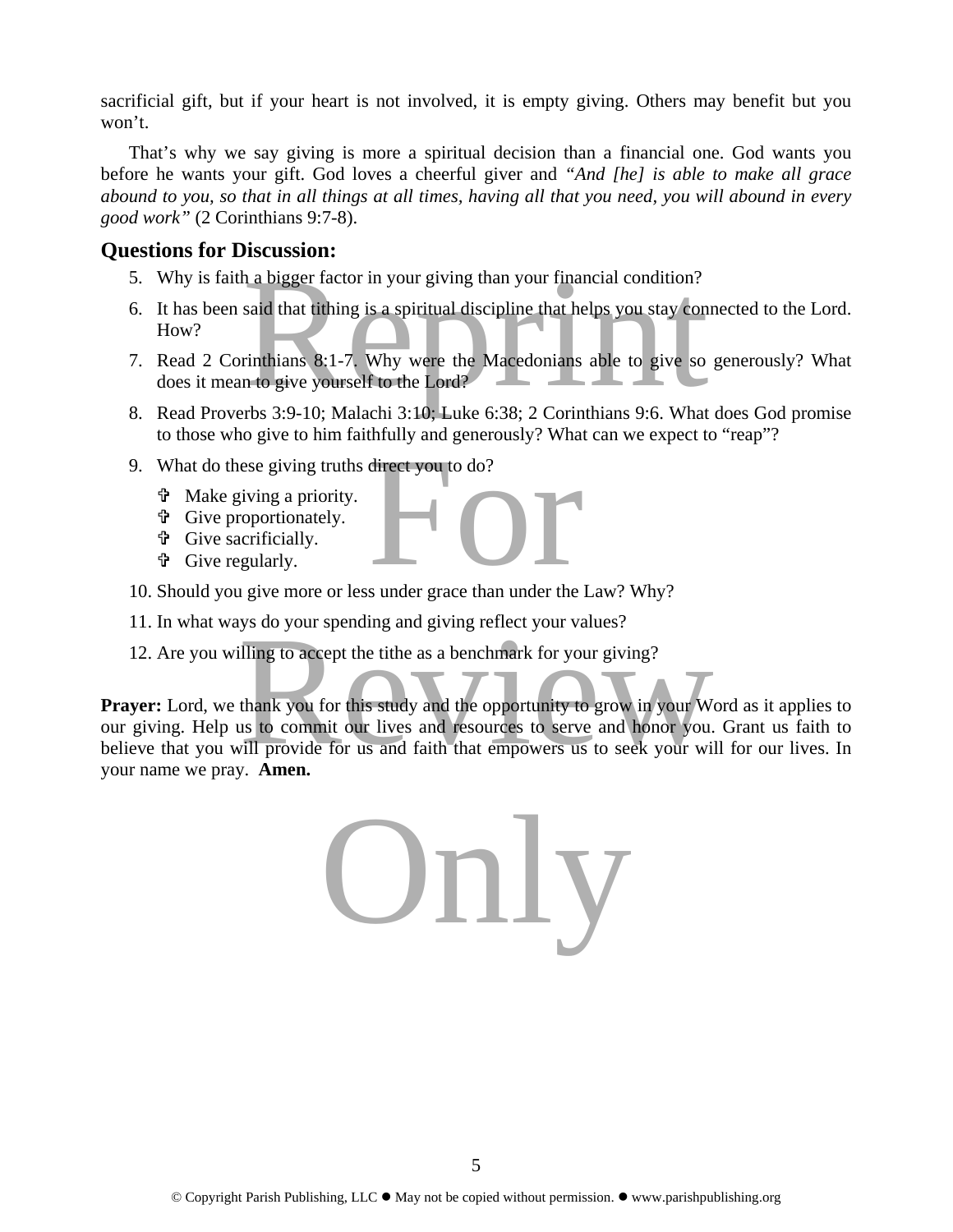sacrificial gift, but if your heart is not involved, it is empty giving. Others may benefit but you won't.

That's why we say giving is more a spiritual decision than a financial one. God wants you before he wants your gift. God loves a cheerful giver and *"And [he] is able to make all grace abound to you, so that in all things at all times, having all that you need, you will abound in every good work"* (2 Corinthians 9:7-8).

## Questions for Discussion:

5. Why is faith a bigger factor in your giving than your financial condition?
6. It has been said that tithing is a spiritual discipline that helps you stay connected to the Lord. How?
7. Read 2 Corinthians 8:1-7. Why were the Macedonians able to give so generously? What does it mean to give yourself to the Lord?
8. Read Proverbs 3:9-10; Malachi 3:10; Luke 6:38; 2 Corinthians 9:6. What does God promise to those who give to him faithfully and generously? What can we expect to "reap"?
9. What do these giving truths direct you to do?
   - Make giving a priority.
   - Give proportionately.
   - Give sacrificially.
   - Give regularly.
10. Should you give more or less under grace than under the Law? Why?
11. In what ways do your spending and giving reflect your values?
12. Are you willing to accept the tithe as a benchmark for your giving?

**Prayer:** Lord, we thank you for this study and the opportunity to grow in your Word as it applies to our giving. Help us to commit our lives and resources to serve and honor you. Grant us faith to believe that you will provide for us and faith that empowers us to seek your will for our lives. In your name we pray. **Amen.**